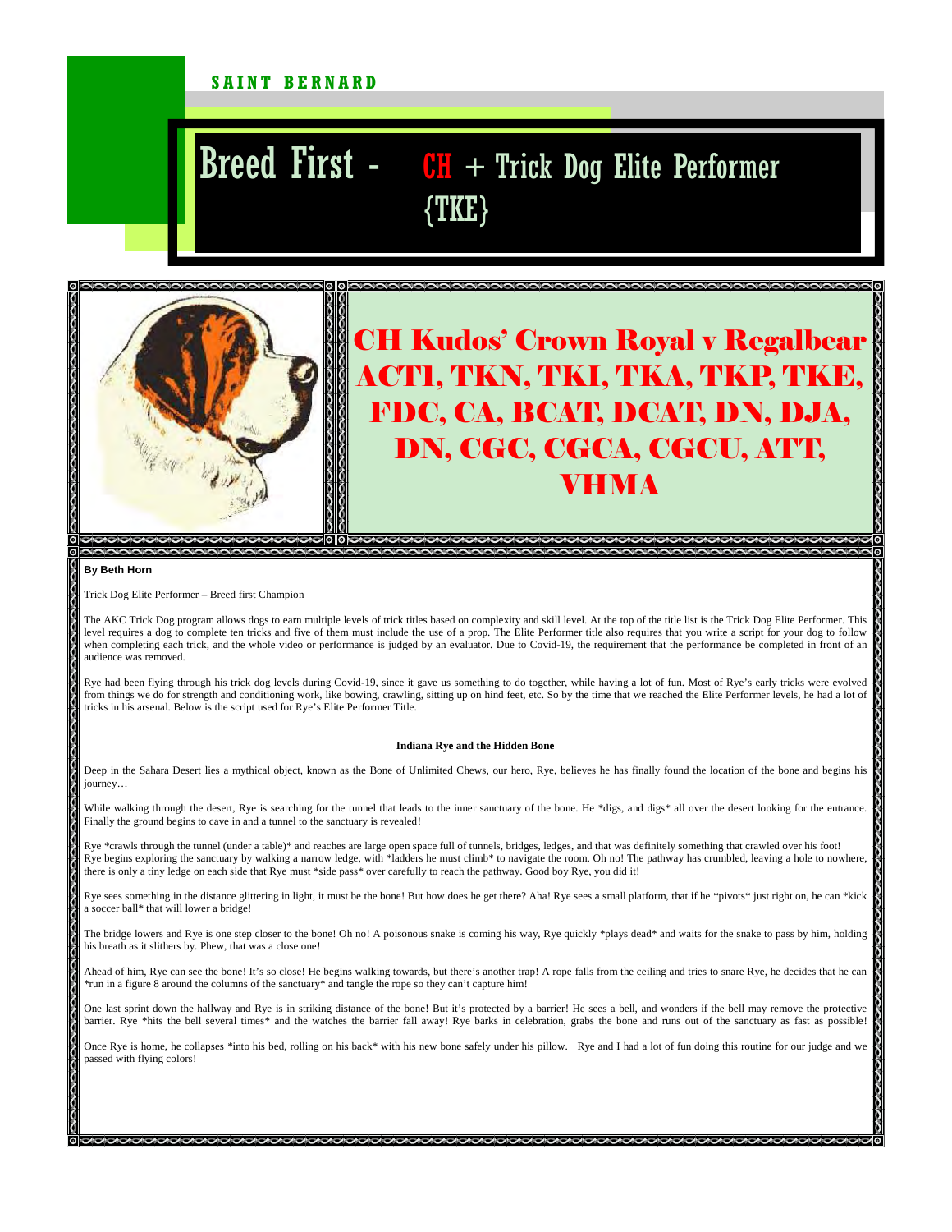SAINT BERNARD

# Breed First - CH + Trick Dog Elite Performer {TKE}

## CH Kudos' Crown Royal v Regalbear ACT1, TKN, TKI, TKA, TKP, TKE, FDC, CA, BCAT, DCAT, DN, DJA, DN, CGC, CGCA, CGCU, ATT, VHMA

**By Beth Horn**

Trick Dog Elite Performer – Breed first Champion

The AKC Trick Dog program allows dogs to earn multiple levels of trick titles based on complexity and skill level. At the top of the title list is the Trick Dog Elite Performer. This level requires a dog to complete ten tricks and five of them must include the use of a prop. The Elite Performer title also requires that you write a script for your dog to follow when completing each trick, and the whole video or performance is judged by an evaluator. Due to Covid-19, the requirement that the performance be completed in front of an audience was removed.

Rye had been flying through his trick dog levels during Covid-19, since it gave us something to do together, while having a lot of fun. Most of Rye's early tricks were evolved from things we do for strength and conditioning work, like bowing, crawling, sitting up on hind feet, etc. So by the time that we reached the Elite Performer levels, he had a lot of tricks in his arsenal. Below is the script used for Rye's Elite Performer Title.

**Indiana Rye and the Hidden Bone**

Deep in the Sahara Desert lies a mythical object, known as the Bone of Unlimited Chews, our hero, Rye, believes he has finally found the location of the bone and begins his journey…

While walking through the desert, Rye is searching for the tunnel that leads to the inner sanctuary of the bone. He *digs, and digs* all over the desert looking for the entrance. Finally the ground begins to cave in and a tunnel to the sanctuary is revealed!

Rye *crawls through the tunnel (under a table)* and reaches are large open space full of tunnels, bridges, ledges, and that was definitely something that crawled over his foot! Rye begins exploring the sanctuary by walking a narrow ledge, with *ladders he must climb* to navigate the room. Oh no! The pathway has crumbled, leaving a hole to nowhere, there is only a tiny ledge on each side that Rye must *side pass* over carefully to reach the pathway. Good boy Rye, you did it!

Rye sees something in the distance glittering in light, it must be the bone! But how does he get there? Aha! Rye sees a small platform, that if he *pivots* just right on, he can *kick a soccer ball* that will lower a bridge!

The bridge lowers and Rye is one step closer to the bone! Oh no! A poisonous snake is coming his way, Rye quickly *plays dead* and waits for the snake to pass by him, holding his breath as it slithers by. Phew, that was a close one!

Ahead of him, Rye can see the bone! It's so close! He begins walking towards, but there's another trap! A rope falls from the ceiling and tries to snare Rye, he decides that he can *run in a figure 8 around the columns of the sanctuary* and tangle the rope so they can't capture him!

One last sprint down the hallway and Rye is in striking distance of the bone! But it's protected by a barrier! He sees a bell, and wonders if the bell may remove the protective barrier. Rye *hits the bell several times* and the watches the barrier fall away! Rye barks in celebration, grabs the bone and runs out of the sanctuary as fast as possible!

Once Rye is home, he collapses *into his bed, rolling on his back* with his new bone safely under his pillow. Rye and I had a lot of fun doing this routine for our judge and we passed with flying colors!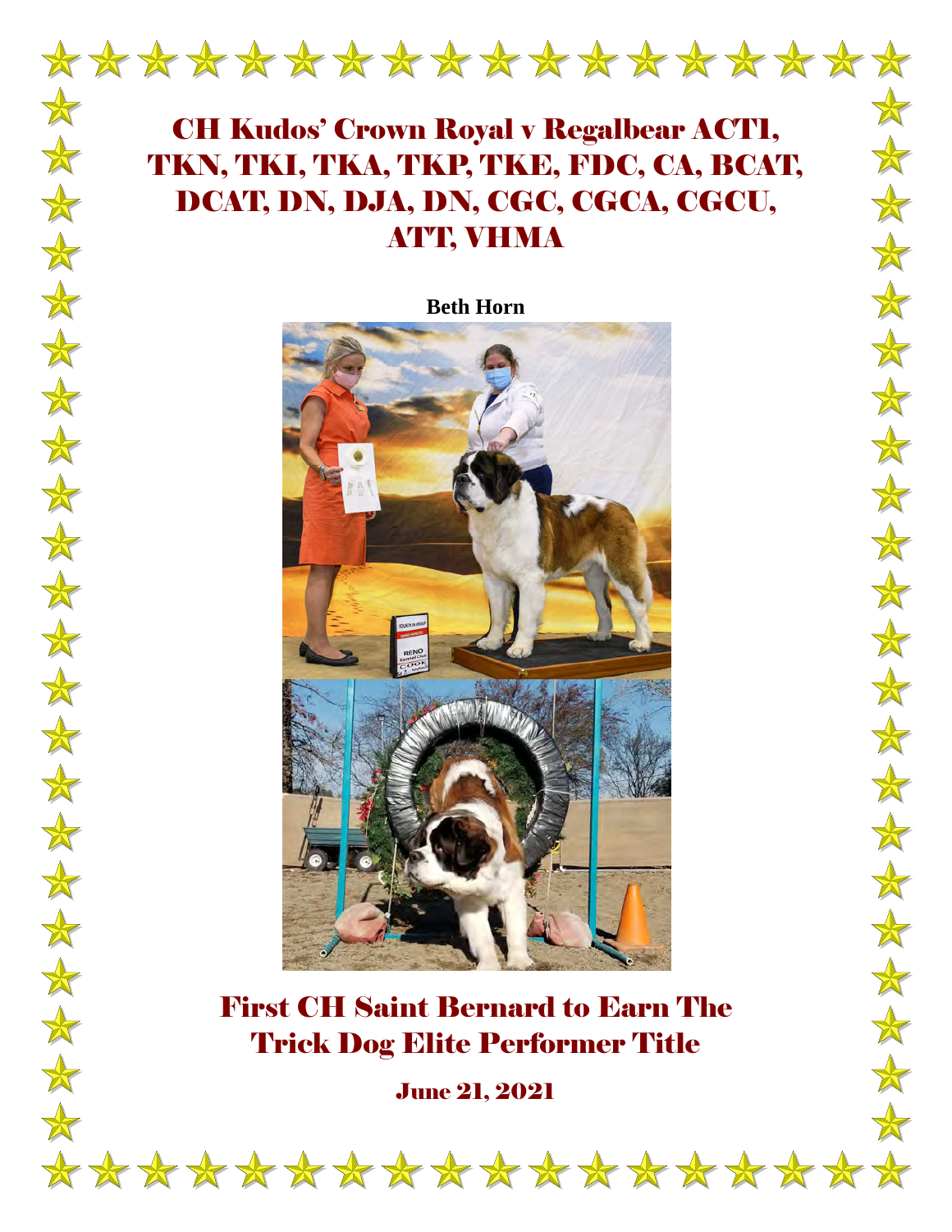# CH Kudos' Crown Royal v Regalbear ACT1, TKN, TKI, TKA, TKP, TKE, FDC, CA, BCAT, DCAT, DN, DJA, DN, CGC, CGCA, CGCU, ATT, VHMA

**Beth Horn**

# First CH Saint Bernard to Earn The Trick Dog Elite Performer Title

## June 21, 2021